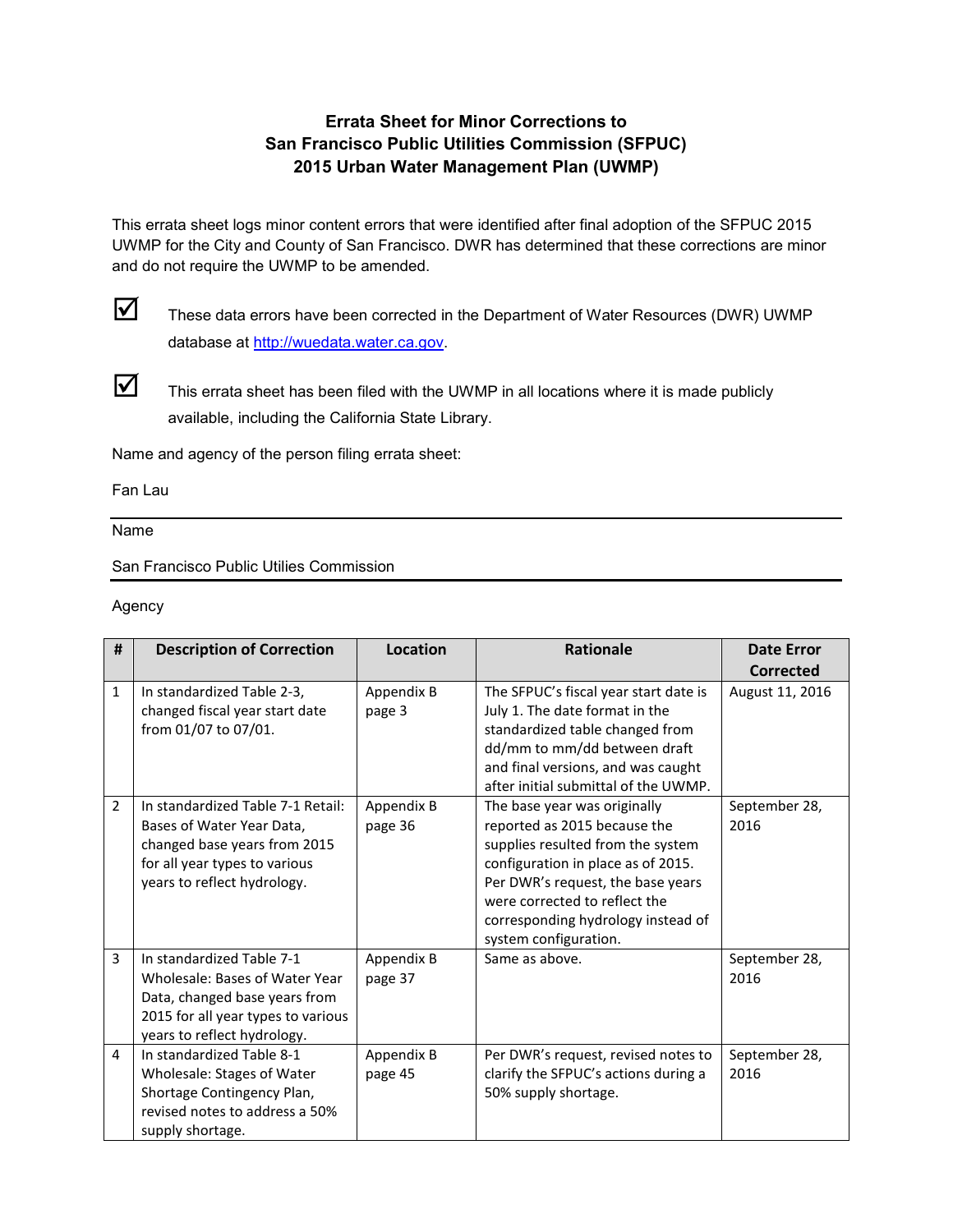# Errata Sheet for Minor Corrections to San Francisco Public Utilities Commission (SFPUC) 2015 Urban Water Management Plan (UWMP)

This errata sheet logs minor content errors that were identified after final adoption of the SFPUC 2015 UWMP for the City and County of San Francisco. DWR has determined that these corrections are minor and do not require the UWMP to be amended.

☑ These data errors have been corrected in the Department of Water Resources (DWR) UWMP database at http://wuedata.water.ca.gov.

☑ This errata sheet has been filed with the UWMP in all locations where it is made publicly available, including the California State Library.

Name and agency of the person filing errata sheet:

Fan Lau

Name

San Francisco Public Utilities Commission

Agency

| # | Description of Correction | Location | Rationale | Date Error Corrected |
|---|---|---|---|---|
| 1 | In standardized Table 2-3, changed fiscal year start date from 01/07 to 07/01. | Appendix B page 3 | The SFPUC's fiscal year start date is July 1. The date format in the standardized table changed from dd/mm to mm/dd between draft and final versions, and was caught after initial submittal of the UWMP. | August 11, 2016 |
| 2 | In standardized Table 7-1 Retail: Bases of Water Year Data, changed base years from 2015 for all year types to various years to reflect hydrology. | Appendix B page 36 | The base year was originally reported as 2015 because the supplies resulted from the system configuration in place as of 2015. Per DWR's request, the base years were corrected to reflect the corresponding hydrology instead of system configuration. | September 28, 2016 |
| 3 | In standardized Table 7-1 Wholesale: Bases of Water Year Data, changed base years from 2015 for all year types to various years to reflect hydrology. | Appendix B page 37 | Same as above. | September 28, 2016 |
| 4 | In standardized Table 8-1 Wholesale: Stages of Water Shortage Contingency Plan, revised notes to address a 50% supply shortage. | Appendix B page 45 | Per DWR's request, revised notes to clarify the SFPUC's actions during a 50% supply shortage. | September 28, 2016 |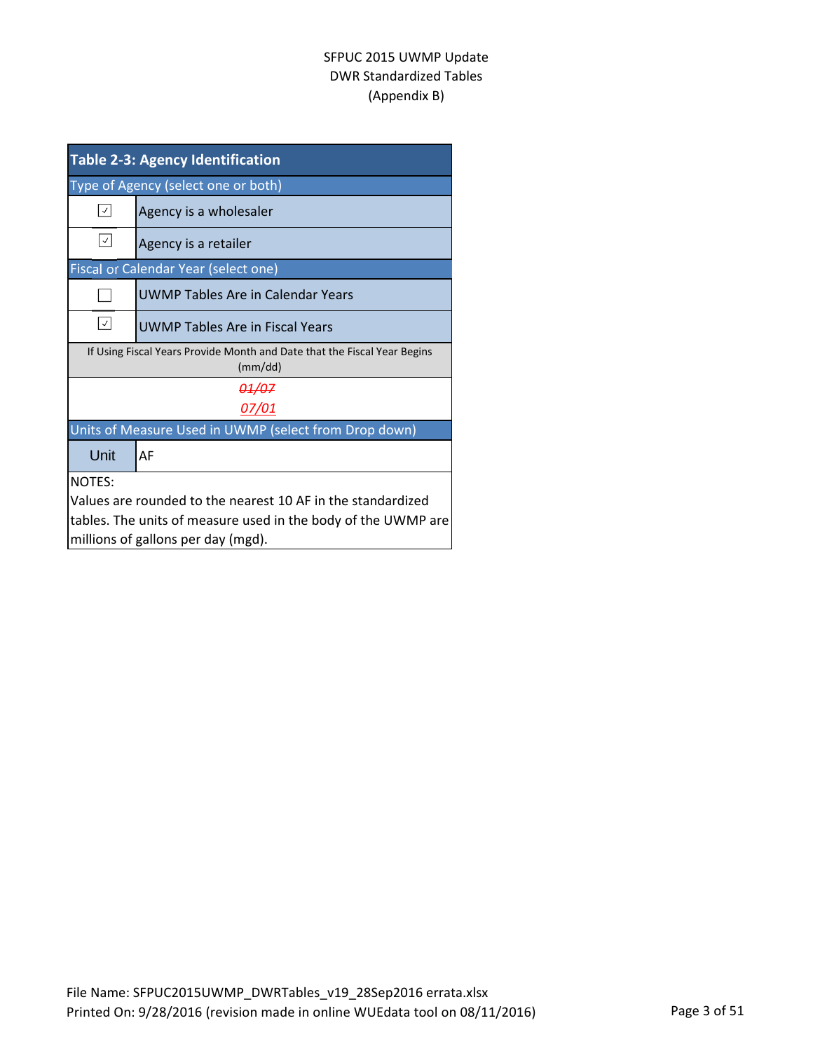## Table 2-3: Agency Identification

| Table 2-3: Agency Identification | |
|---|---|
| **Type of Agency (select one or both)** | |
| ☑ | Agency is a wholesaler |
| ☑ | Agency is a retailer |
| **Fiscal or Calendar Year (select one)** | |
| ☐ | UWMP Tables Are in Calendar Years |
| ☑ | UWMP Tables Are in Fiscal Years |
| If Using Fiscal Years Provide Month and Date that the Fiscal Year Begins (mm/dd) | |
| ~~01/07~~ 07/01 | |
| **Units of Measure Used in UWMP (select from Drop down)** | |
| Unit | AF |

NOTES:
Values are rounded to the nearest 10 AF in the standardized tables. The units of measure used in the body of the UWMP are millions of gallons per day (mgd).

File Name: SFPUC2015UWMP_DWRTables_v19_28Sep2016 errata.xlsx
Printed On: 9/28/2016 (revision made in online WUEdata tool on 08/11/2016)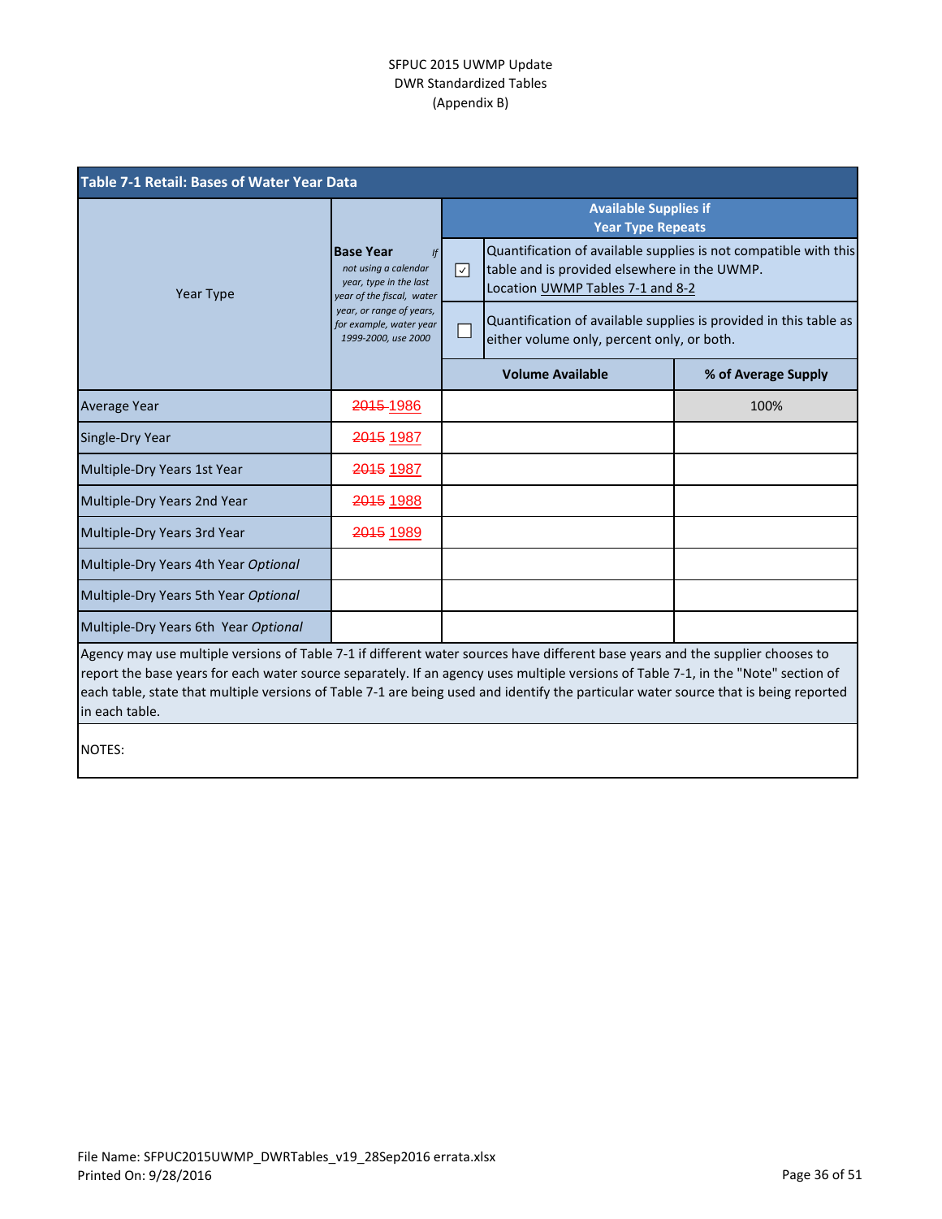SFPUC 2015 UWMP Update
DWR Standardized Tables
(Appendix B)

## Table 7-1 Retail: Bases of Water Year Data

| Year Type | **Base Year** *If not using a calendar year, type in the last year of the fiscal, water year, or range of years, for example, water year 1999-2000, use 2000* | Available Supplies if Year Type Repeats | |
|---|---|---|---|
| | | ☑ Quantification of available supplies is not compatible with this table and is provided elsewhere in the UWMP. Location UWMP Tables 7-1 and 8-2 | |
| | | ☐ Quantification of available supplies is provided in this table as either volume only, percent only, or both. | |
| | | **Volume Available** | **% of Average Supply** |
| Average Year | ~~2015~~ 1986 | | 100% |
| Single-Dry Year | ~~2015~~ 1987 | | |
| Multiple-Dry Years 1st Year | ~~2015~~ 1987 | | |
| Multiple-Dry Years 2nd Year | ~~2015~~ 1988 | | |
| Multiple-Dry Years 3rd Year | ~~2015~~ 1989 | | |
| Multiple-Dry Years 4th Year *Optional* | | | |
| Multiple-Dry Years 5th Year *Optional* | | | |
| Multiple-Dry Years 6th Year *Optional* | | | |

Agency may use multiple versions of Table 7-1 if different water sources have different base years and the supplier chooses to report the base years for each water source separately. If an agency uses multiple versions of Table 7-1, in the "Note" section of each table, state that multiple versions of Table 7-1 are being used and identify the particular water source that is being reported in each table.

NOTES:

File Name: SFPUC2015UWMP_DWRTables_v19_28Sep2016 errata.xlsx
Printed On: 9/28/2016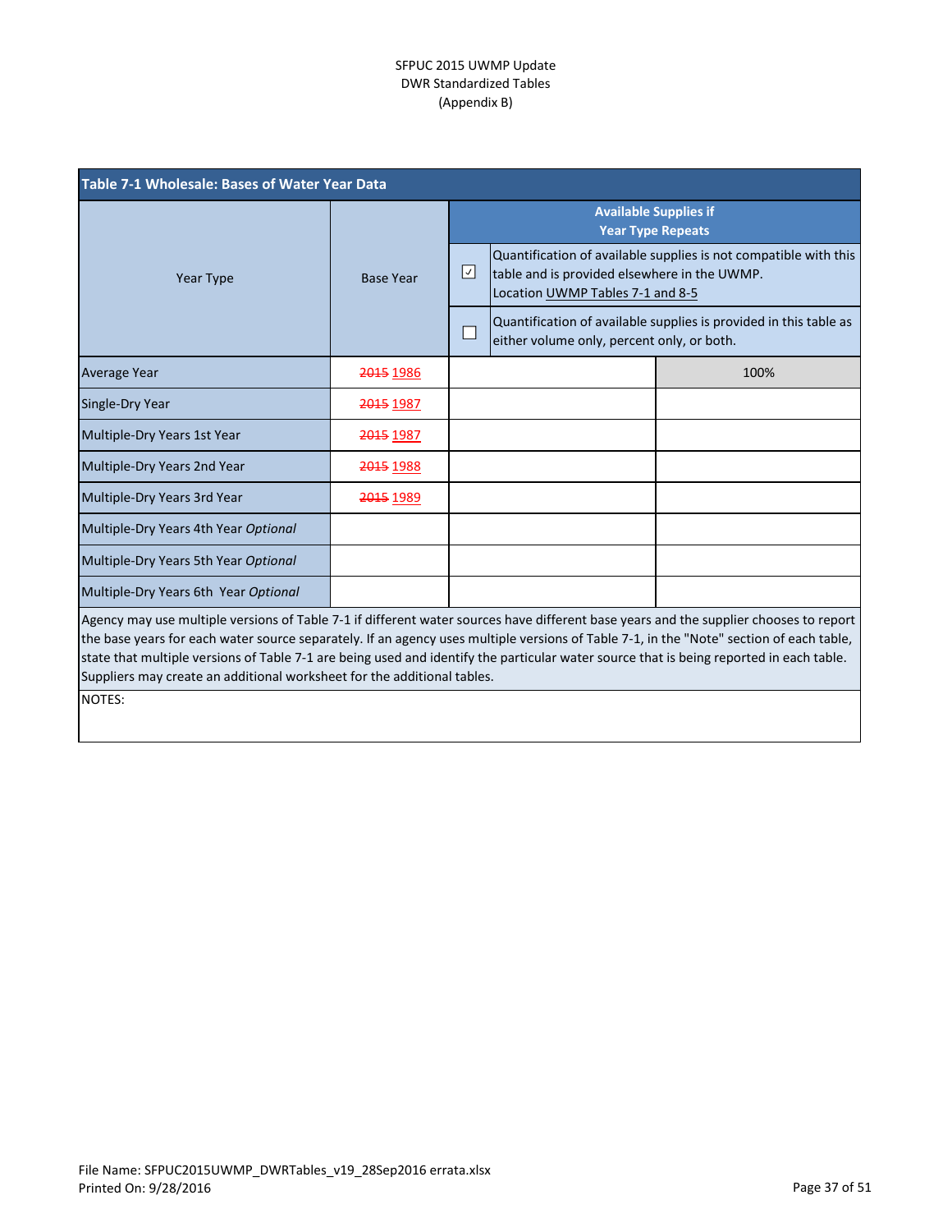SFPUC 2015 UWMP Update
DWR Standardized Tables
(Appendix B)

| Table 7-1 Wholesale: Bases of Water Year Data | | | |
|---|---|---|---|
| Year Type | Base Year | Available Supplies if Year Type Repeats | |
| | | ☑ Quantification of available supplies is not compatible with this table and is provided elsewhere in the UWMP. Location UWMP Tables 7-1 and 8-5 | |
| | | ☐ Quantification of available supplies is provided in this table as either volume only, percent only, or both. | |
| Average Year | ~~2015~~ 1986 | | 100% |
| Single-Dry Year | ~~2015~~ 1987 | | |
| Multiple-Dry Years 1st Year | ~~2015~~ 1987 | | |
| Multiple-Dry Years 2nd Year | ~~2015~~ 1988 | | |
| Multiple-Dry Years 3rd Year | ~~2015~~ 1989 | | |
| Multiple-Dry Years 4th Year *Optional* | | | |
| Multiple-Dry Years 5th Year *Optional* | | | |
| Multiple-Dry Years 6th Year *Optional* | | | |

Agency may use multiple versions of Table 7-1 if different water sources have different base years and the supplier chooses to report the base years for each water source separately. If an agency uses multiple versions of Table 7-1, in the "Note" section of each table, state that multiple versions of Table 7-1 are being used and identify the particular water source that is being reported in each table. Suppliers may create an additional worksheet for the additional tables.

NOTES:

File Name: SFPUC2015UWMP_DWRTables_v19_28Sep2016 errata.xlsx
Printed On: 9/28/2016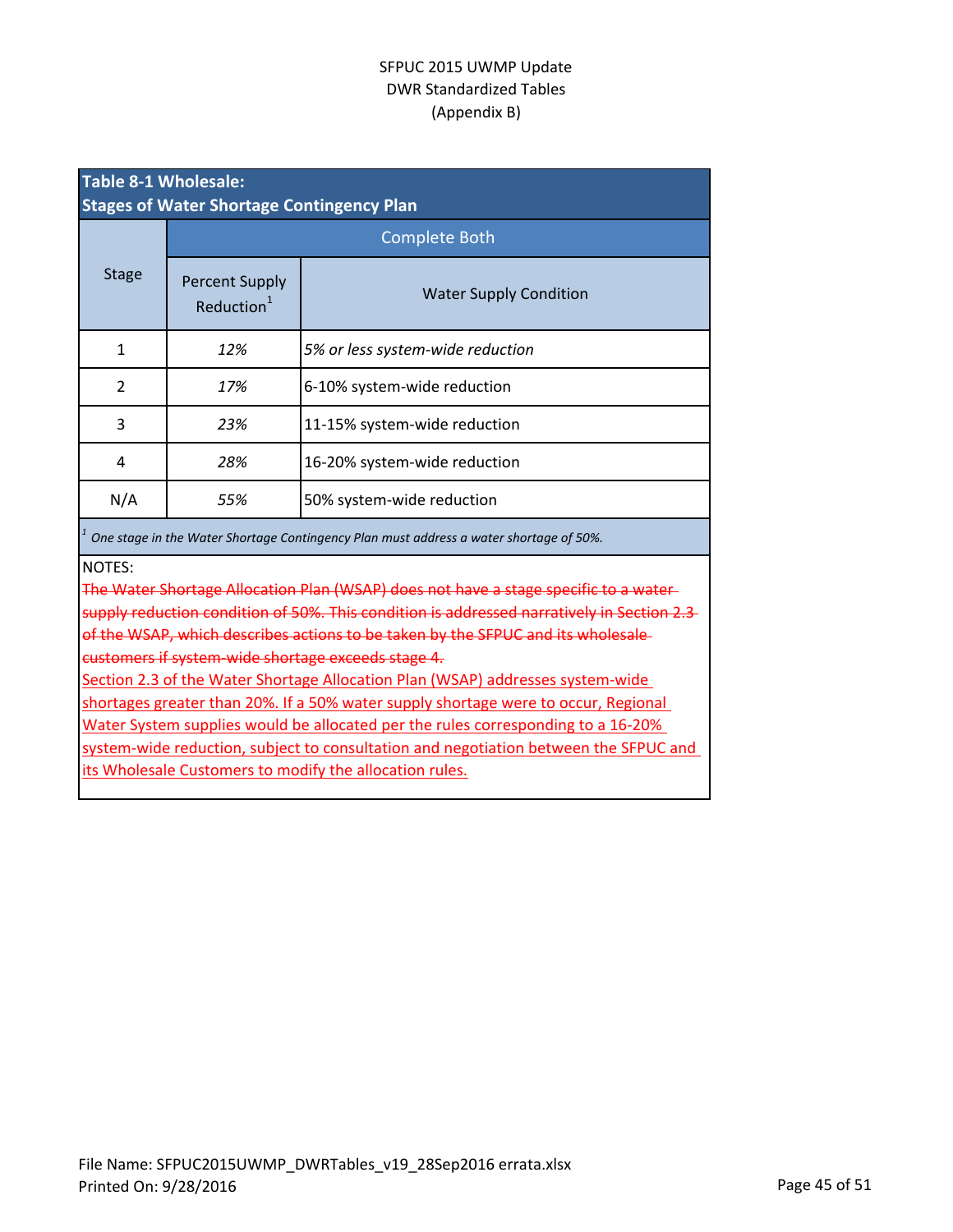SFPUC 2015 UWMP Update
DWR Standardized Tables
(Appendix B)

## Table 8-1 Wholesale: Stages of Water Shortage Contingency Plan

| Stage | Complete Both | |
|---|---|---|
| | Percent Supply Reduction[1] | Water Supply Condition |
| 1 | *12%* | *5% or less system-wide reduction* |
| 2 | *17%* | 6-10% system-wide reduction |
| 3 | *23%* | 11-15% system-wide reduction |
| 4 | *28%* | 16-20% system-wide reduction |
| N/A | *55%* | 50% system-wide reduction |

[1] *One stage in the Water Shortage Contingency Plan must address a water shortage of 50%.*

NOTES:

~~The Water Shortage Allocation Plan (WSAP) does not have a stage specific to a water supply reduction condition of 50%. This condition is addressed narratively in Section 2.3 of the WSAP, which describes actions to be taken by the SFPUC and its wholesale customers if system-wide shortage exceeds stage 4.~~

Section 2.3 of the Water Shortage Allocation Plan (WSAP) addresses system-wide shortages greater than 20%. If a 50% water supply shortage were to occur, Regional Water System supplies would be allocated per the rules corresponding to a 16-20% system-wide reduction, subject to consultation and negotiation between the SFPUC and its Wholesale Customers to modify the allocation rules.

File Name: SFPUC2015UWMP_DWRTables_v19_28Sep2016 errata.xlsx
Printed On: 9/28/2016